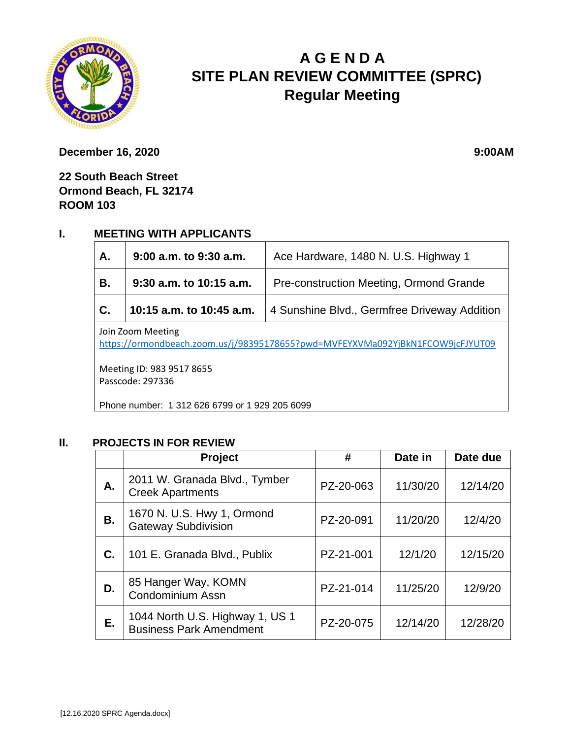# AGENDA
# SITE PLAN REVIEW COMMITTEE (SPRC)
## Regular Meeting

**December 16, 2020** **9:00AM**

**22 South Beach Street**
**Ormond Beach, FL 32174**
**ROOM 103**

## I. MEETING WITH APPLICANTS

| | | |
|---|---|---|
| **A.** | **9:00 a.m. to 9:30 a.m.** | Ace Hardware, 1480 N. U.S. Highway 1 |
| **B.** | **9:30 a.m. to 10:15 a.m.** | Pre-construction Meeting, Ormond Grande |
| **C.** | **10:15 a.m. to 10:45 a.m.** | 4 Sunshine Blvd., Germfree Driveway Addition |

Join Zoom Meeting
https://ormondbeach.zoom.us/j/98395178655?pwd=MVFEYXVMa092YjBkN1FCOW9jcFJYUT09

Meeting ID: 983 9517 8655
Passcode: 297336

Phone number: 1 312 626 6799 or 1 929 205 6099

## II. PROJECTS IN FOR REVIEW

| | Project | # | Date in | Date due |
|---|---|---|---|---|
| **A.** | 2011 W. Granada Blvd., Tymber Creek Apartments | PZ-20-063 | 11/30/20 | 12/14/20 |
| **B.** | 1670 N. U.S. Hwy 1, Ormond Gateway Subdivision | PZ-20-091 | 11/20/20 | 12/4/20 |
| **C.** | 101 E. Granada Blvd., Publix | PZ-21-001 | 12/1/20 | 12/15/20 |
| **D.** | 85 Hanger Way, KOMN Condominium Assn | PZ-21-014 | 11/25/20 | 12/9/20 |
| **E.** | 1044 North U.S. Highway 1, US 1 Business Park Amendment | PZ-20-075 | 12/14/20 | 12/28/20 |

[12.16.2020 SPRC Agenda.docx]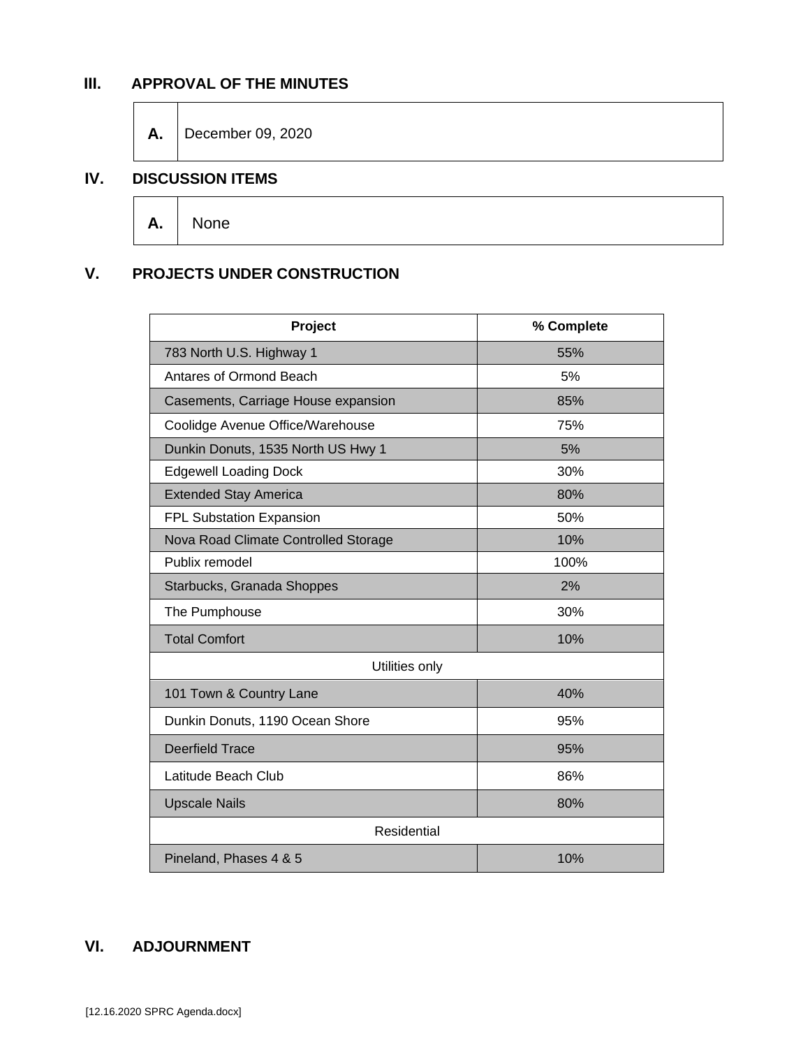## III. APPROVAL OF THE MINUTES

| | |
|---|---|
| **A.** | December 09, 2020 |

## IV. DISCUSSION ITEMS

| | |
|---|---|
| **A.** | None |

## V. PROJECTS UNDER CONSTRUCTION

| Project | % Complete |
|---|---|
| 783 North U.S. Highway 1 | 55% |
| Antares of Ormond Beach | 5% |
| Casements, Carriage House expansion | 85% |
| Coolidge Avenue Office/Warehouse | 75% |
| Dunkin Donuts, 1535 North US Hwy 1 | 5% |
| Edgewell Loading Dock | 30% |
| Extended Stay America | 80% |
| FPL Substation Expansion | 50% |
| Nova Road Climate Controlled Storage | 10% |
| Publix remodel | 100% |
| Starbucks, Granada Shoppes | 2% |
| The Pumphouse | 30% |
| Total Comfort | 10% |
| Utilities only | |
| 101 Town & Country Lane | 40% |
| Dunkin Donuts, 1190 Ocean Shore | 95% |
| Deerfield Trace | 95% |
| Latitude Beach Club | 86% |
| Upscale Nails | 80% |
| Residential | |
| Pineland, Phases 4 & 5 | 10% |

## VI. ADJOURNMENT

[12.16.2020 SPRC Agenda.docx]